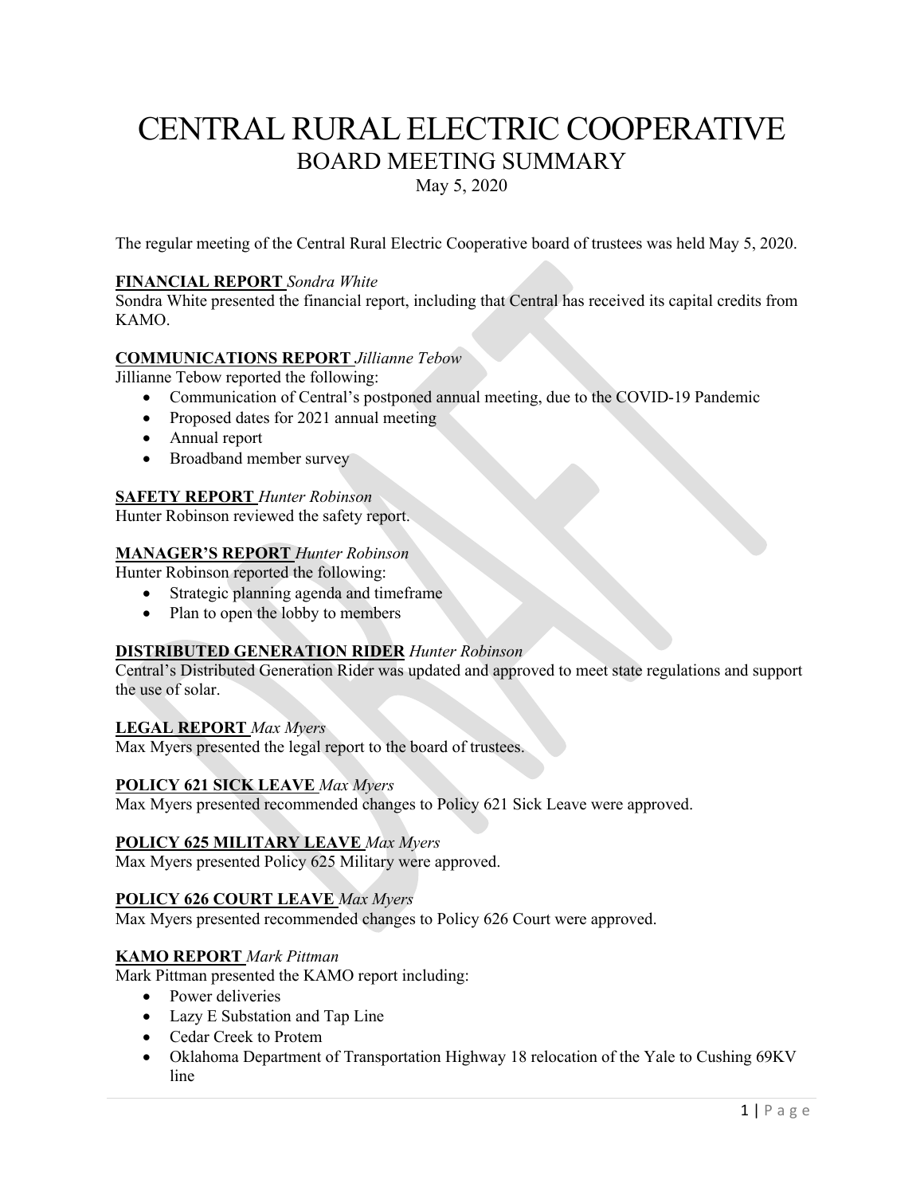# CENTRAL RURAL ELECTRIC COOPERATIVE

## BOARD MEETING SUMMARY

May 5, 2020

The regular meeting of the Central Rural Electric Cooperative board of trustees was held May 5, 2020.

**FINANCIAL REPORT** *Sondra White*

Sondra White presented the financial report, including that Central has received its capital credits from KAMO.

**COMMUNICATIONS REPORT** *Jillianne Tebow*

Jillianne Tebow reported the following:

- Communication of Central's postponed annual meeting, due to the COVID-19 Pandemic
- Proposed dates for 2021 annual meeting
- Annual report
- Broadband member survey

**SAFETY REPORT** *Hunter Robinson*

Hunter Robinson reviewed the safety report.

**MANAGER'S REPORT** *Hunter Robinson*

Hunter Robinson reported the following:

- Strategic planning agenda and timeframe
- Plan to open the lobby to members

**DISTRIBUTED GENERATION RIDER** *Hunter Robinson*

Central's Distributed Generation Rider was updated and approved to meet state regulations and support the use of solar.

**LEGAL REPORT** *Max Myers*

Max Myers presented the legal report to the board of trustees.

**POLICY 621 SICK LEAVE** *Max Myers*

Max Myers presented recommended changes to Policy 621 Sick Leave were approved.

**POLICY 625 MILITARY LEAVE** *Max Myers*

Max Myers presented Policy 625 Military were approved.

**POLICY 626 COURT LEAVE** *Max Myers*

Max Myers presented recommended changes to Policy 626 Court were approved.

**KAMO REPORT** *Mark Pittman*

Mark Pittman presented the KAMO report including:

- Power deliveries
- Lazy E Substation and Tap Line
- Cedar Creek to Protem
- Oklahoma Department of Transportation Highway 18 relocation of the Yale to Cushing 69KV line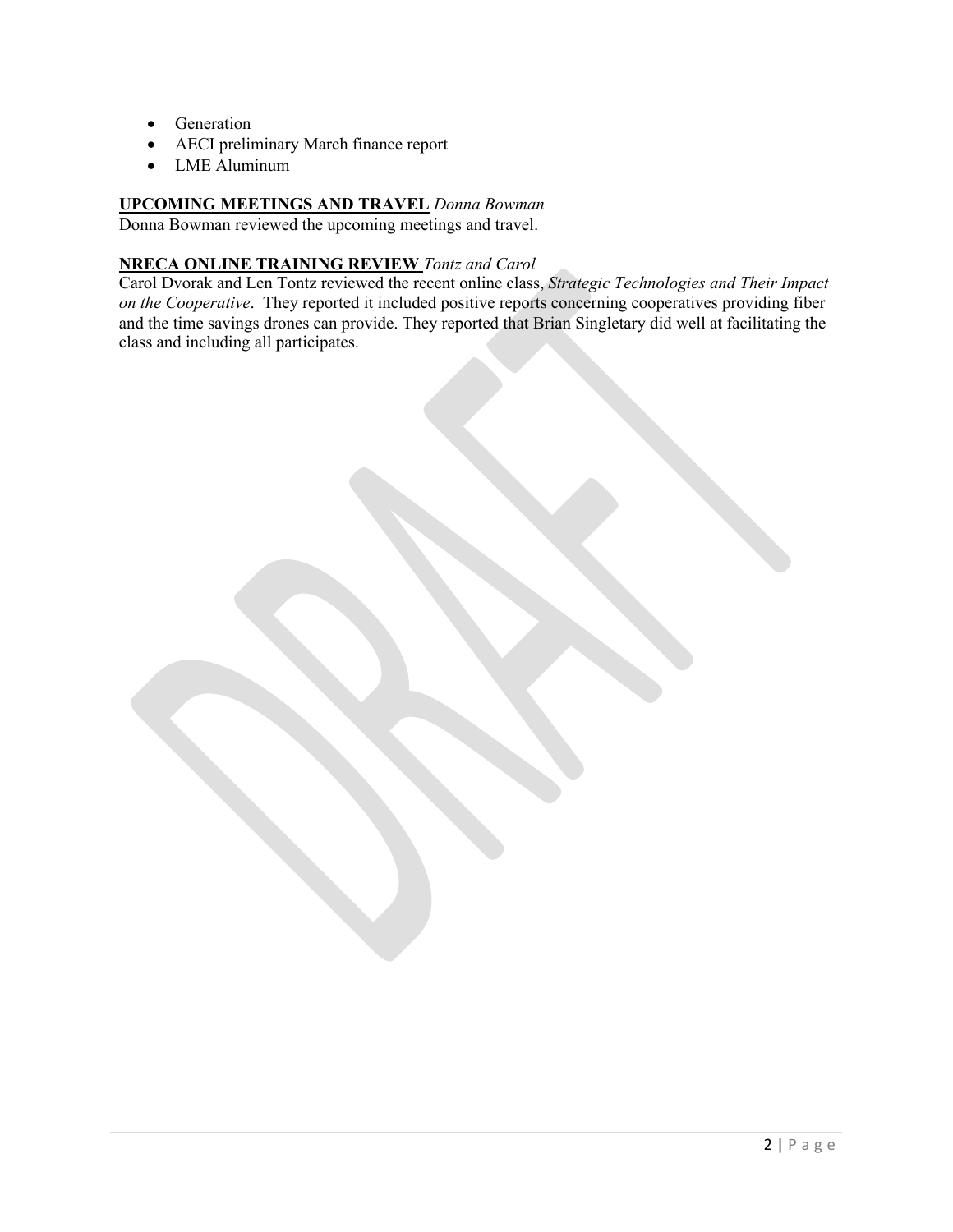- Generation
- AECI preliminary March finance report
- LME Aluminum

**UPCOMING MEETINGS AND TRAVEL** *Donna Bowman*

Donna Bowman reviewed the upcoming meetings and travel.

**NRECA ONLINE TRAINING REVIEW** *Tontz and Carol*

Carol Dvorak and Len Tontz reviewed the recent online class, *Strategic Technologies and Their Impact on the Cooperative*. They reported it included positive reports concerning cooperatives providing fiber and the time savings drones can provide. They reported that Brian Singletary did well at facilitating the class and including all participates.